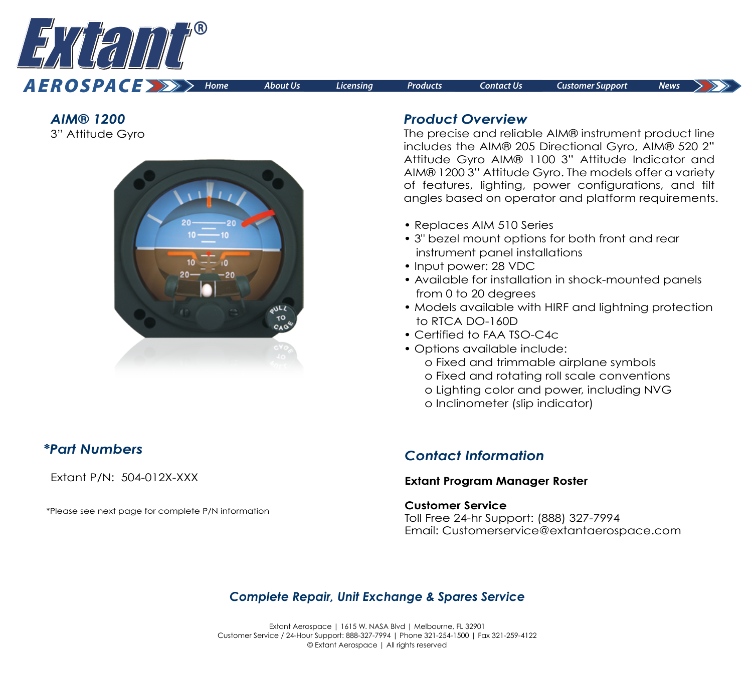# Extant® AEROSPACE

Home | About Us | Licensing | Products | Contact Us | Customer Support | News

## *AIM® 1200*

3” Attitude Gyro

## *Product Overview*

The precise and reliable AIM® instrument product line includes the AIM® 205 Directional Gyro, AIM® 520 2” Attitude Gyro AIM® 1100 3” Attitude Indicator and AIM® 1200 3” Attitude Gyro. The models offer a variety of features, lighting, power configurations, and tilt angles based on operator and platform requirements.

- Replaces AIM 510 Series
- 3" bezel mount options for both front and rear instrument panel installations
- Input power: 28 VDC
- Available for installation in shock-mounted panels from 0 to 20 degrees
- Models available with HIRF and lightning protection to RTCA DO-160D
- Certified to FAA TSO-C4c
- Options available include:
  - Fixed and trimmable airplane symbols
  - Fixed and rotating roll scale conventions
  - Lighting color and power, including NVG
  - Inclinometer (slip indicator)

## *\*Part Numbers*

Extant P/N: 504-012X-XXX

*Please see next page for complete P/N information

## *Contact Information*

**Extant Program Manager Roster**

**Customer Service**
Toll Free 24-hr Support: (888) 327-7994
Email: Customerservice@extantaerospace.com

### *Complete Repair, Unit Exchange & Spares Service*

Extant Aerospace | 1615 W. NASA Blvd | Melbourne, FL 32901
Customer Service / 24-Hour Support: 888-327-7994 | Phone 321-254-1500 | Fax 321-259-4122
© Extant Aerospace | All rights reserved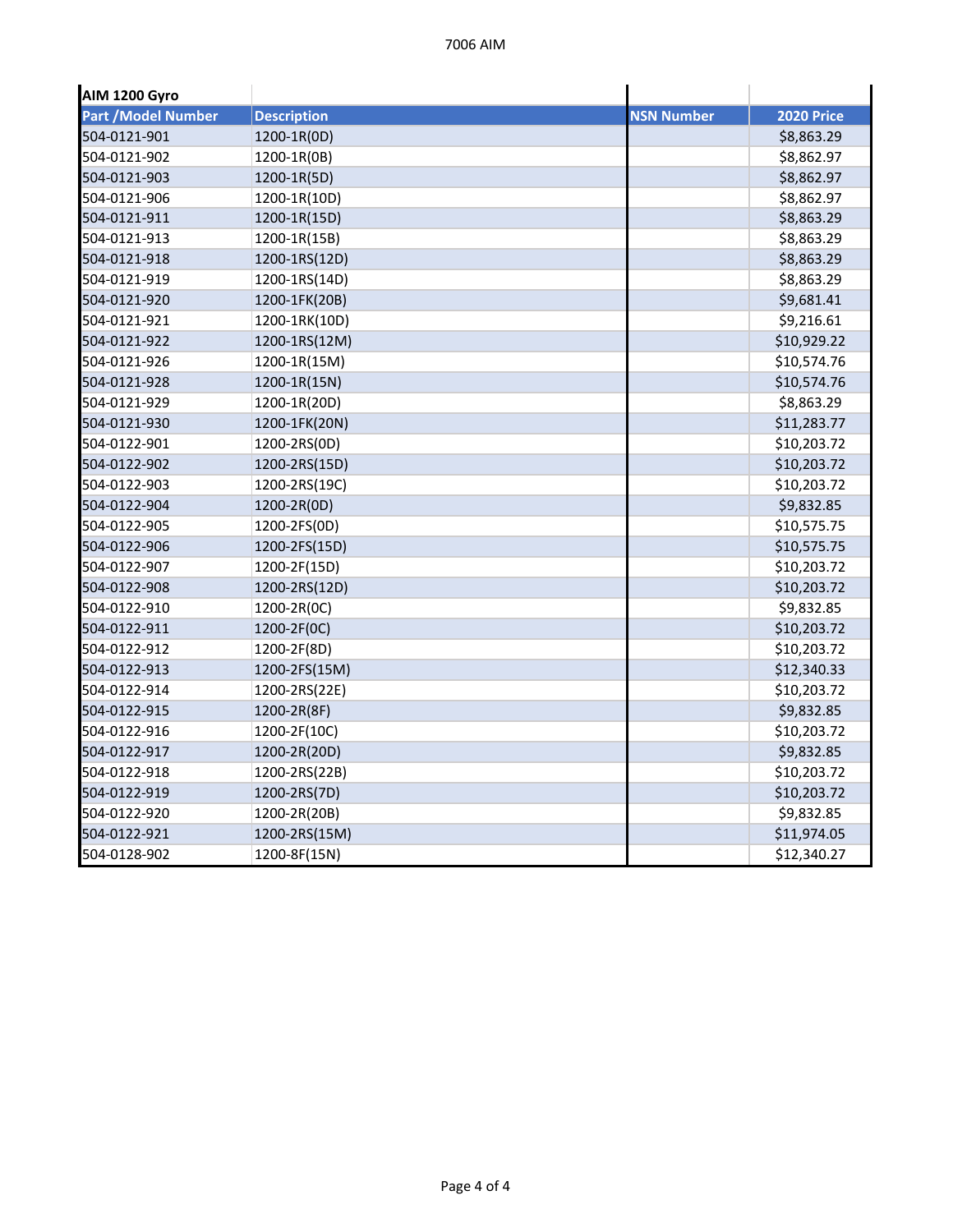| AIM 1200 Gyro | | | |
|---|---|---|---|
| **Part /Model Number** | **Description** | **NSN Number** | **2020 Price** |
| 504-0121-901 | 1200-1R(0D) | | $8,863.29 |
| 504-0121-902 | 1200-1R(0B) | | $8,862.97 |
| 504-0121-903 | 1200-1R(5D) | | $8,862.97 |
| 504-0121-906 | 1200-1R(10D) | | $8,862.97 |
| 504-0121-911 | 1200-1R(15D) | | $8,863.29 |
| 504-0121-913 | 1200-1R(15B) | | $8,863.29 |
| 504-0121-918 | 1200-1RS(12D) | | $8,863.29 |
| 504-0121-919 | 1200-1RS(14D) | | $8,863.29 |
| 504-0121-920 | 1200-1FK(20B) | | $9,681.41 |
| 504-0121-921 | 1200-1RK(10D) | | $9,216.61 |
| 504-0121-922 | 1200-1RS(12M) | | $10,929.22 |
| 504-0121-926 | 1200-1R(15M) | | $10,574.76 |
| 504-0121-928 | 1200-1R(15N) | | $10,574.76 |
| 504-0121-929 | 1200-1R(20D) | | $8,863.29 |
| 504-0121-930 | 1200-1FK(20N) | | $11,283.77 |
| 504-0122-901 | 1200-2RS(0D) | | $10,203.72 |
| 504-0122-902 | 1200-2RS(15D) | | $10,203.72 |
| 504-0122-903 | 1200-2RS(19C) | | $10,203.72 |
| 504-0122-904 | 1200-2R(0D) | | $9,832.85 |
| 504-0122-905 | 1200-2FS(0D) | | $10,575.75 |
| 504-0122-906 | 1200-2FS(15D) | | $10,575.75 |
| 504-0122-907 | 1200-2F(15D) | | $10,203.72 |
| 504-0122-908 | 1200-2RS(12D) | | $10,203.72 |
| 504-0122-910 | 1200-2R(0C) | | $9,832.85 |
| 504-0122-911 | 1200-2F(0C) | | $10,203.72 |
| 504-0122-912 | 1200-2F(8D) | | $10,203.72 |
| 504-0122-913 | 1200-2FS(15M) | | $12,340.33 |
| 504-0122-914 | 1200-2RS(22E) | | $10,203.72 |
| 504-0122-915 | 1200-2R(8F) | | $9,832.85 |
| 504-0122-916 | 1200-2F(10C) | | $10,203.72 |
| 504-0122-917 | 1200-2R(20D) | | $9,832.85 |
| 504-0122-918 | 1200-2RS(22B) | | $10,203.72 |
| 504-0122-919 | 1200-2RS(7D) | | $10,203.72 |
| 504-0122-920 | 1200-2R(20B) | | $9,832.85 |
| 504-0122-921 | 1200-2RS(15M) | | $11,974.05 |
| 504-0128-902 | 1200-8F(15N) | | $12,340.27 |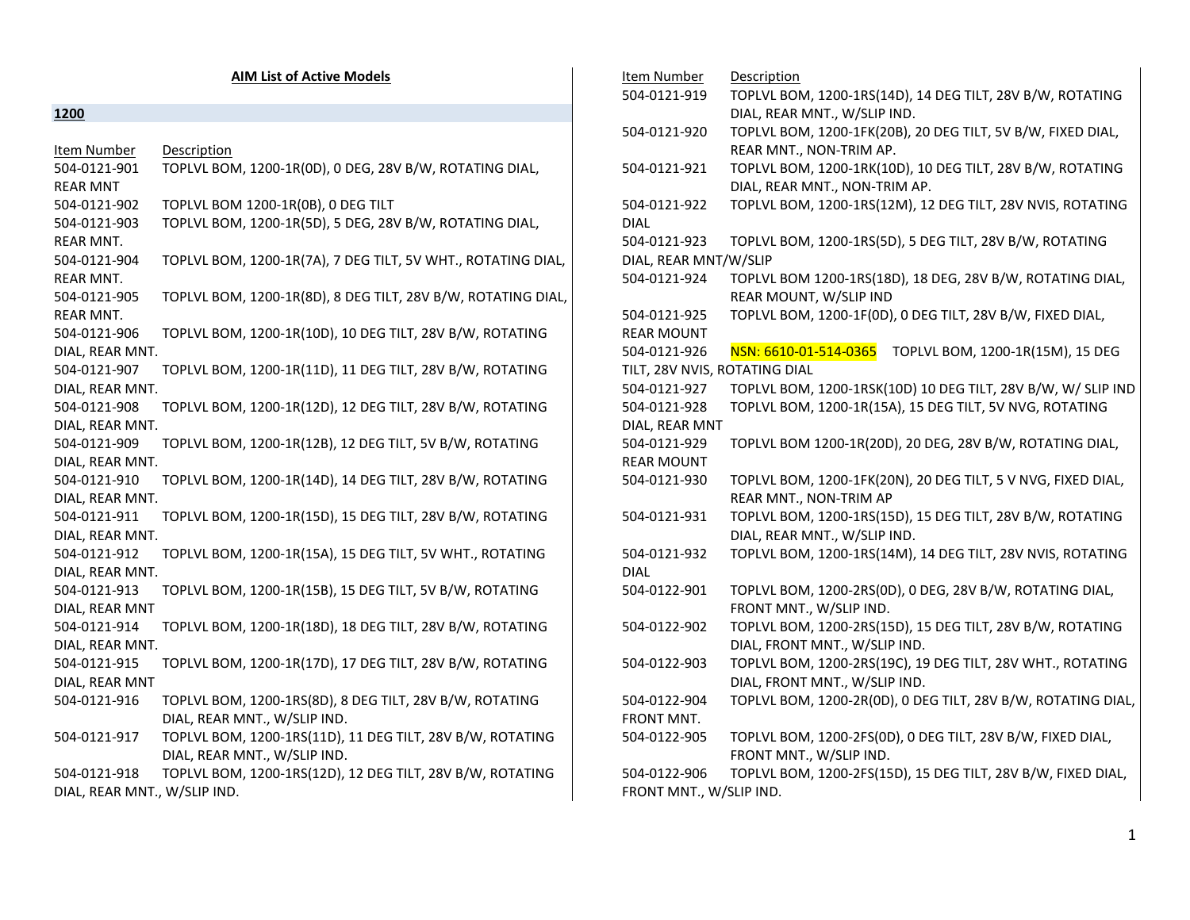## AIM List of Active Models

### 1200

| Item Number | Description |
|---|---|
| 504-0121-901 | TOPLVL BOM, 1200-1R(0D), 0 DEG, 28V B/W, ROTATING DIAL, REAR MNT |
| 504-0121-902 | TOPLVL BOM 1200-1R(0B), 0 DEG TILT |
| 504-0121-903 | TOPLVL BOM, 1200-1R(5D), 5 DEG, 28V B/W, ROTATING DIAL, REAR MNT. |
| 504-0121-904 | TOPLVL BOM, 1200-1R(7A), 7 DEG TILT, 5V WHT., ROTATING DIAL, REAR MNT. |
| 504-0121-905 | TOPLVL BOM, 1200-1R(8D), 8 DEG TILT, 28V B/W, ROTATING DIAL, REAR MNT. |
| 504-0121-906 | TOPLVL BOM, 1200-1R(10D), 10 DEG TILT, 28V B/W, ROTATING DIAL, REAR MNT. |
| 504-0121-907 | TOPLVL BOM, 1200-1R(11D), 11 DEG TILT, 28V B/W, ROTATING DIAL, REAR MNT. |
| 504-0121-908 | TOPLVL BOM, 1200-1R(12D), 12 DEG TILT, 28V B/W, ROTATING DIAL, REAR MNT. |
| 504-0121-909 | TOPLVL BOM, 1200-1R(12B), 12 DEG TILT, 5V B/W, ROTATING DIAL, REAR MNT. |
| 504-0121-910 | TOPLVL BOM, 1200-1R(14D), 14 DEG TILT, 28V B/W, ROTATING DIAL, REAR MNT. |
| 504-0121-911 | TOPLVL BOM, 1200-1R(15D), 15 DEG TILT, 28V B/W, ROTATING DIAL, REAR MNT. |
| 504-0121-912 | TOPLVL BOM, 1200-1R(15A), 15 DEG TILT, 5V WHT., ROTATING DIAL, REAR MNT. |
| 504-0121-913 | TOPLVL BOM, 1200-1R(15B), 15 DEG TILT, 5V B/W, ROTATING DIAL, REAR MNT |
| 504-0121-914 | TOPLVL BOM, 1200-1R(18D), 18 DEG TILT, 28V B/W, ROTATING DIAL, REAR MNT. |
| 504-0121-915 | TOPLVL BOM, 1200-1R(17D), 17 DEG TILT, 28V B/W, ROTATING DIAL, REAR MNT |
| 504-0121-916 | TOPLVL BOM, 1200-1RS(8D), 8 DEG TILT, 28V B/W, ROTATING DIAL, REAR MNT., W/SLIP IND. |
| 504-0121-917 | TOPLVL BOM, 1200-1RS(11D), 11 DEG TILT, 28V B/W, ROTATING DIAL, REAR MNT., W/SLIP IND. |
| 504-0121-918 | TOPLVL BOM, 1200-1RS(12D), 12 DEG TILT, 28V B/W, ROTATING DIAL, REAR MNT., W/SLIP IND. |
| 504-0121-919 | TOPLVL BOM, 1200-1RS(14D), 14 DEG TILT, 28V B/W, ROTATING DIAL, REAR MNT., W/SLIP IND. |
| 504-0121-920 | TOPLVL BOM, 1200-1FK(20B), 20 DEG TILT, 5V B/W, FIXED DIAL, REAR MNT., NON-TRIM AP. |
| 504-0121-921 | TOPLVL BOM, 1200-1RK(10D), 10 DEG TILT, 28V B/W, ROTATING DIAL, REAR MNT., NON-TRIM AP. |
| 504-0121-922 | TOPLVL BOM, 1200-1RS(12M), 12 DEG TILT, 28V NVIS, ROTATING DIAL |
| 504-0121-923 | TOPLVL BOM, 1200-1RS(5D), 5 DEG TILT, 28V B/W, ROTATING DIAL, REAR MNT/W/SLIP |
| 504-0121-924 | TOPLVL BOM 1200-1RS(18D), 18 DEG, 28V B/W, ROTATING DIAL, REAR MOUNT, W/SLIP IND |
| 504-0121-925 | TOPLVL BOM, 1200-1F(0D), 0 DEG TILT, 28V B/W, FIXED DIAL, REAR MOUNT |
| 504-0121-926 | NSN: 6610-01-514-0365 TOPLVL BOM, 1200-1R(15M), 15 DEG TILT, 28V NVIS, ROTATING DIAL |
| 504-0121-927 | TOPLVL BOM, 1200-1RSK(10D) 10 DEG TILT, 28V B/W, W/ SLIP IND |
| 504-0121-928 | TOPLVL BOM, 1200-1R(15A), 15 DEG TILT, 5V NVG, ROTATING DIAL, REAR MNT |
| 504-0121-929 | TOPLVL BOM 1200-1R(20D), 20 DEG, 28V B/W, ROTATING DIAL, REAR MOUNT |
| 504-0121-930 | TOPLVL BOM, 1200-1FK(20N), 20 DEG TILT, 5 V NVG, FIXED DIAL, REAR MNT., NON-TRIM AP |
| 504-0121-931 | TOPLVL BOM, 1200-1RS(15D), 15 DEG TILT, 28V B/W, ROTATING DIAL, REAR MNT., W/SLIP IND. |
| 504-0121-932 | TOPLVL BOM, 1200-1RS(14M), 14 DEG TILT, 28V NVIS, ROTATING DIAL |
| 504-0122-901 | TOPLVL BOM, 1200-2RS(0D), 0 DEG, 28V B/W, ROTATING DIAL, FRONT MNT., W/SLIP IND. |
| 504-0122-902 | TOPLVL BOM, 1200-2RS(15D), 15 DEG TILT, 28V B/W, ROTATING DIAL, FRONT MNT., W/SLIP IND. |
| 504-0122-903 | TOPLVL BOM, 1200-2RS(19C), 19 DEG TILT, 28V WHT., ROTATING DIAL, FRONT MNT., W/SLIP IND. |
| 504-0122-904 | TOPLVL BOM, 1200-2R(0D), 0 DEG TILT, 28V B/W, ROTATING DIAL, FRONT MNT. |
| 504-0122-905 | TOPLVL BOM, 1200-2FS(0D), 0 DEG TILT, 28V B/W, FIXED DIAL, FRONT MNT., W/SLIP IND. |
| 504-0122-906 | TOPLVL BOM, 1200-2FS(15D), 15 DEG TILT, 28V B/W, FIXED DIAL, FRONT MNT., W/SLIP IND. |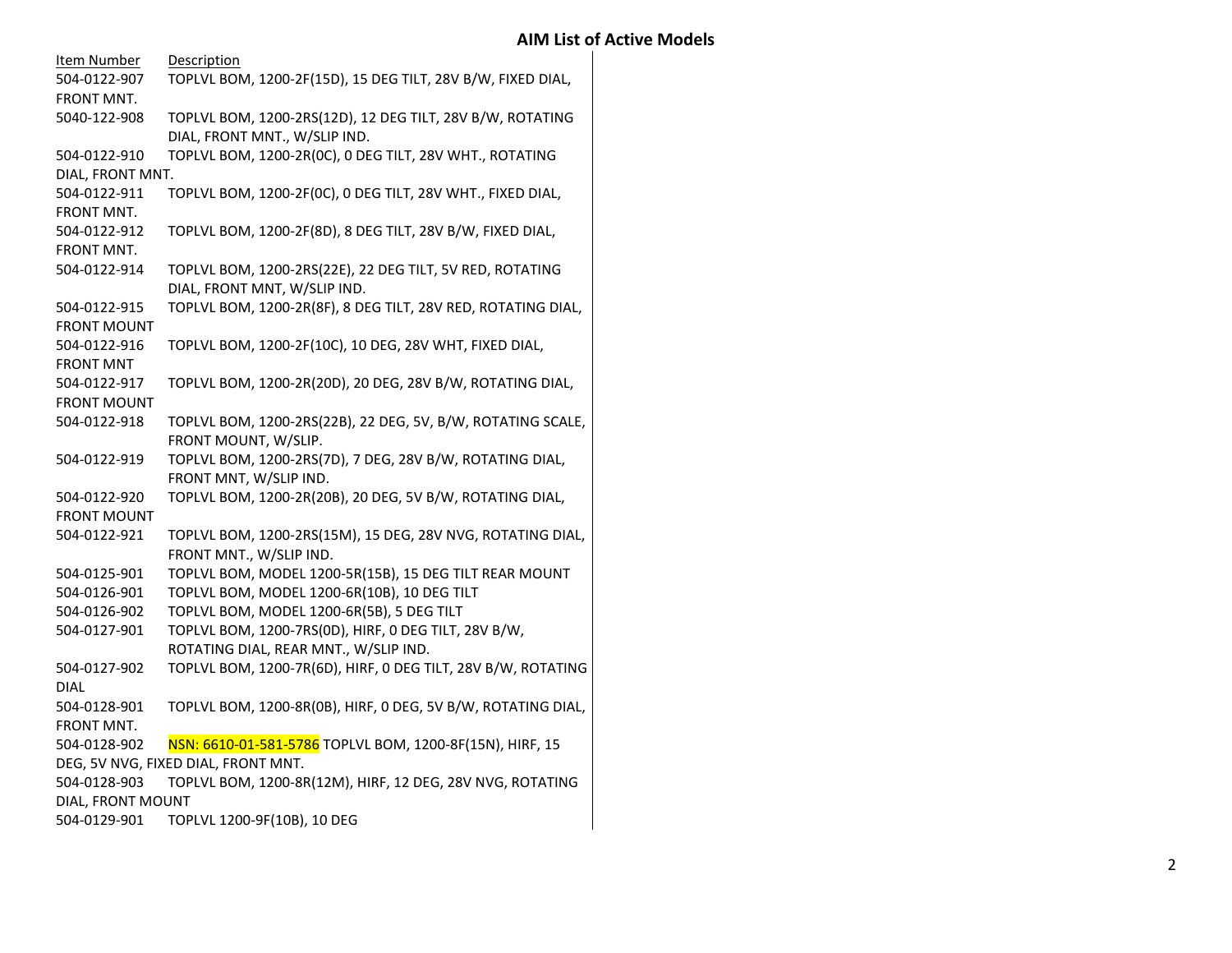## AIM List of Active Models

| Item Number | Description |
| --- | --- |
| 504-0122-907 | TOPLVL BOM, 1200-2F(15D), 15 DEG TILT, 28V B/W, FIXED DIAL, FRONT MNT. |
| 5040-122-908 | TOPLVL BOM, 1200-2RS(12D), 12 DEG TILT, 28V B/W, ROTATING DIAL, FRONT MNT., W/SLIP IND. |
| 504-0122-910 | TOPLVL BOM, 1200-2R(0C), 0 DEG TILT, 28V WHT., ROTATING DIAL, FRONT MNT. |
| 504-0122-911 | TOPLVL BOM, 1200-2F(0C), 0 DEG TILT, 28V WHT., FIXED DIAL, FRONT MNT. |
| 504-0122-912 | TOPLVL BOM, 1200-2F(8D), 8 DEG TILT, 28V B/W, FIXED DIAL, FRONT MNT. |
| 504-0122-914 | TOPLVL BOM, 1200-2RS(22E), 22 DEG TILT, 5V RED, ROTATING DIAL, FRONT MNT, W/SLIP IND. |
| 504-0122-915 | TOPLVL BOM, 1200-2R(8F), 8 DEG TILT, 28V RED, ROTATING DIAL, FRONT MOUNT |
| 504-0122-916 | TOPLVL BOM, 1200-2F(10C), 10 DEG, 28V WHT, FIXED DIAL, FRONT MNT |
| 504-0122-917 | TOPLVL BOM, 1200-2R(20D), 20 DEG, 28V B/W, ROTATING DIAL, FRONT MOUNT |
| 504-0122-918 | TOPLVL BOM, 1200-2RS(22B), 22 DEG, 5V, B/W, ROTATING SCALE, FRONT MOUNT, W/SLIP. |
| 504-0122-919 | TOPLVL BOM, 1200-2RS(7D), 7 DEG, 28V B/W, ROTATING DIAL, FRONT MNT, W/SLIP IND. |
| 504-0122-920 | TOPLVL BOM, 1200-2R(20B), 20 DEG, 5V B/W, ROTATING DIAL, FRONT MOUNT |
| 504-0122-921 | TOPLVL BOM, 1200-2RS(15M), 15 DEG, 28V NVG, ROTATING DIAL, FRONT MNT., W/SLIP IND. |
| 504-0125-901 | TOPLVL BOM, MODEL 1200-5R(15B), 15 DEG TILT REAR MOUNT |
| 504-0126-901 | TOPLVL BOM, MODEL 1200-6R(10B), 10 DEG TILT |
| 504-0126-902 | TOPLVL BOM, MODEL 1200-6R(5B), 5 DEG TILT |
| 504-0127-901 | TOPLVL BOM, 1200-7RS(0D), HIRF, 0 DEG TILT, 28V B/W, ROTATING DIAL, REAR MNT., W/SLIP IND. |
| 504-0127-902 | TOPLVL BOM, 1200-7R(6D), HIRF, 0 DEG TILT, 28V B/W, ROTATING DIAL |
| 504-0128-901 | TOPLVL BOM, 1200-8R(0B), HIRF, 0 DEG, 5V B/W, ROTATING DIAL, FRONT MNT. |
| 504-0128-902 | NSN: 6610-01-581-5786 TOPLVL BOM, 1200-8F(15N), HIRF, 15 DEG, 5V NVG, FIXED DIAL, FRONT MNT. |
| 504-0128-903 | TOPLVL BOM, 1200-8R(12M), HIRF, 12 DEG, 28V NVG, ROTATING DIAL, FRONT MOUNT |
| 504-0129-901 | TOPLVL 1200-9F(10B), 10 DEG |